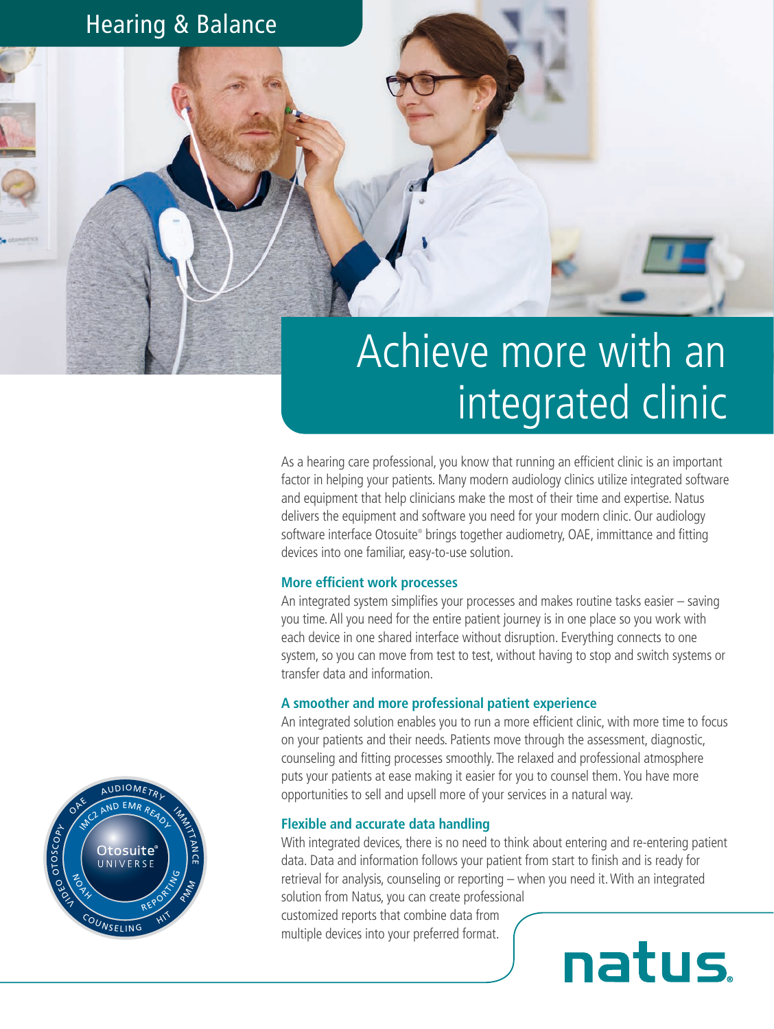Hearing & Balance

# Achieve more with an integrated clinic

As a hearing care professional, you know that running an efficient clinic is an important factor in helping your patients. Many modern audiology clinics utilize integrated software and equipment that help clinicians make the most of their time and expertise. Natus delivers the equipment and software you need for your modern clinic. Our audiology software interface Otosuite® brings together audiometry, OAE, immittance and fitting devices into one familiar, easy-to-use solution.

### More efficient work processes

An integrated system simplifies your processes and makes routine tasks easier – saving you time. All you need for the entire patient journey is in one place so you work with each device in one shared interface without disruption. Everything connects to one system, so you can move from test to test, without having to stop and switch systems or transfer data and information.

### A smoother and more professional patient experience

An integrated solution enables you to run a more efficient clinic, with more time to focus on your patients and their needs. Patients move through the assessment, diagnostic, counseling and fitting processes smoothly. The relaxed and professional atmosphere puts your patients at ease making it easier for you to counsel them. You have more opportunities to sell and upsell more of your services in a natural way.

### Flexible and accurate data handling

With integrated devices, there is no need to think about entering and re-entering patient data. Data and information follows your patient from start to finish and is ready for retrieval for analysis, counseling or reporting – when you need it. With an integrated solution from Natus, you can create professional customized reports that combine data from multiple devices into your preferred format.

Otosuite® UNIVERSE — AUDIOMETRY, IMMITTANCE, PMM, HIT, COUNSELING, VIDEO OTOSCOPY, OAE, IMC2 AND EMR READY, REPORTING, NOAH

natus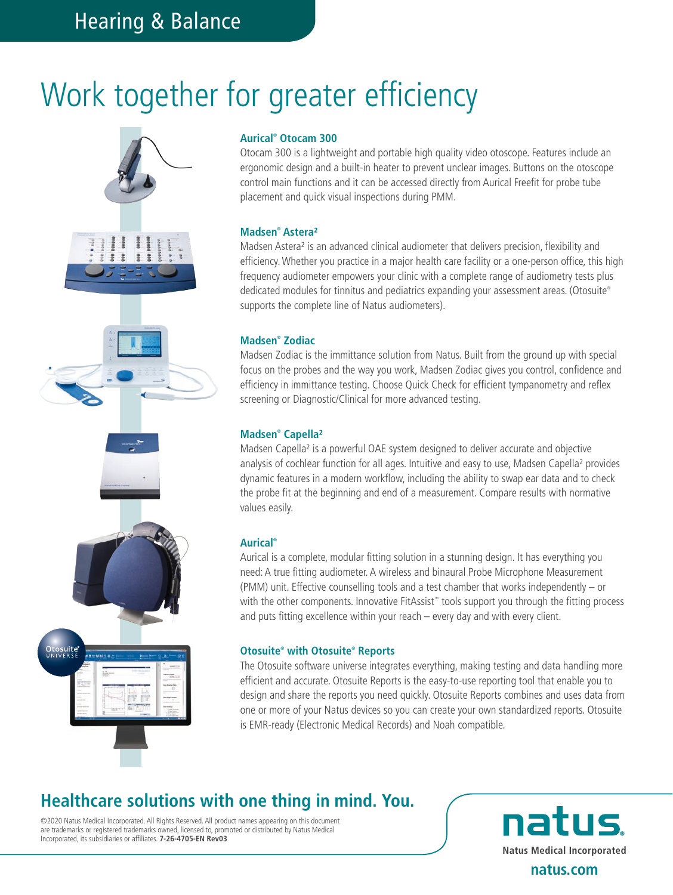# Work together for greater efficiency

### Aurical® Otocam 300

Otocam 300 is a lightweight and portable high quality video otoscope. Features include an ergonomic design and a built-in heater to prevent unclear images. Buttons on the otoscope control main functions and it can be accessed directly from Aurical Freefit for probe tube placement and quick visual inspections during PMM.

### Madsen® Astera²

Madsen Astera² is an advanced clinical audiometer that delivers precision, flexibility and efficiency. Whether you practice in a major health care facility or a one-person office, this high frequency audiometer empowers your clinic with a complete range of audiometry tests plus dedicated modules for tinnitus and pediatrics expanding your assessment areas. (Otosuite® supports the complete line of Natus audiometers).

### Madsen® Zodiac

Madsen Zodiac is the immittance solution from Natus. Built from the ground up with special focus on the probes and the way you work, Madsen Zodiac gives you control, confidence and efficiency in immittance testing. Choose Quick Check for efficient tympanometry and reflex screening or Diagnostic/Clinical for more advanced testing.

### Madsen® Capella²

Madsen Capella² is a powerful OAE system designed to deliver accurate and objective analysis of cochlear function for all ages. Intuitive and easy to use, Madsen Capella² provides dynamic features in a modern workflow, including the ability to swap ear data and to check the probe fit at the beginning and end of a measurement. Compare results with normative values easily.

### Aurical®

Aurical is a complete, modular fitting solution in a stunning design. It has everything you need: A true fitting audiometer. A wireless and binaural Probe Microphone Measurement (PMM) unit. Effective counselling tools and a test chamber that works independently – or with the other components. Innovative FitAssist™ tools support you through the fitting process and puts fitting excellence within your reach – every day and with every client.

### Otosuite® with Otosuite® Reports

The Otosuite software universe integrates everything, making testing and data handling more efficient and accurate. Otosuite Reports is the easy-to-use reporting tool that enable you to design and share the reports you need quickly. Otosuite Reports combines and uses data from one or more of your Natus devices so you can create your own standardized reports. Otosuite is EMR-ready (Electronic Medical Records) and Noah compatible.

## Healthcare solutions with one thing in mind. You.

©2020 Natus Medical Incorporated. All Rights Reserved. All product names appearing on this document are trademarks or registered trademarks owned, licensed to, promoted or distributed by Natus Medical Incorporated, its subsidiaries or affiliates. **7-26-4705-EN Rev03**

natus

Natus Medical Incorporated

natus.com